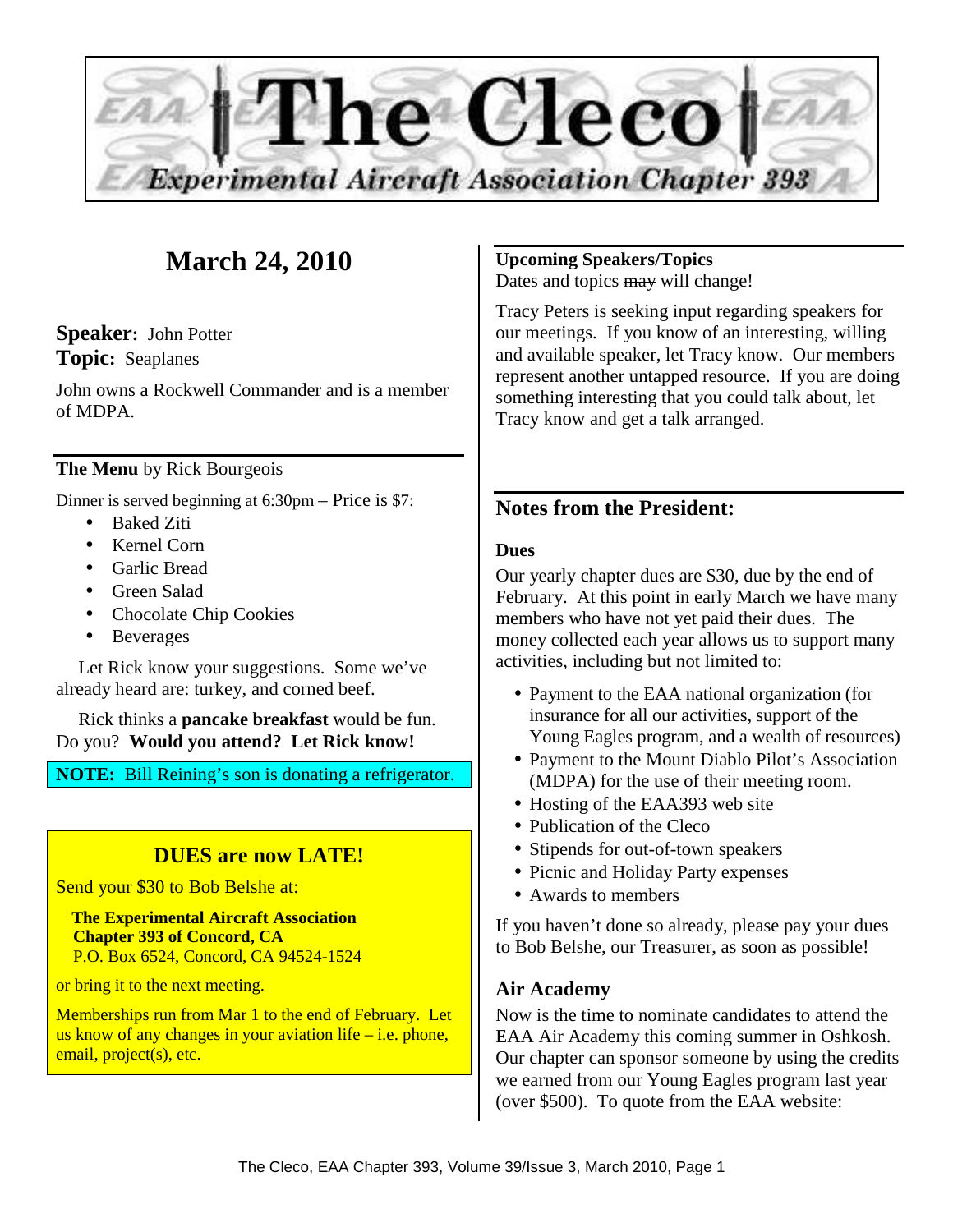# The Cleco

*Experimental Aircraft Association Chapter 393*

## March 24, 2010

**Speaker:** John Potter
**Topic:** Seaplanes

John owns a Rockwell Commander and is a member of MDPA.

**The Menu** by Rick Bourgeois

Dinner is served beginning at 6:30pm – Price is $7:

- Baked Ziti
- Kernel Corn
- Garlic Bread
- Green Salad
- Chocolate Chip Cookies
- Beverages

Let Rick know your suggestions. Some we've already heard are: turkey, and corned beef.

Rick thinks a **pancake breakfast** would be fun. Do you? **Would you attend? Let Rick know!**

**NOTE:** Bill Reining's son is donating a refrigerator.

### DUES are now LATE!

Send your $30 to Bob Belshe at:

**The Experimental Aircraft Association**
**Chapter 393 of Concord, CA**
P.O. Box 6524, Concord, CA 94524-1524

or bring it to the next meeting.

Memberships run from Mar 1 to the end of February. Let us know of any changes in your aviation life – i.e. phone, email, project(s), etc.

**Upcoming Speakers/Topics**
Dates and topics ~~may~~ will change!

Tracy Peters is seeking input regarding speakers for our meetings. If you know of an interesting, willing and available speaker, let Tracy know. Our members represent another untapped resource. If you are doing something interesting that you could talk about, let Tracy know and get a talk arranged.

## Notes from the President:

### Dues

Our yearly chapter dues are $30, due by the end of February. At this point in early March we have many members who have not yet paid their dues. The money collected each year allows us to support many activities, including but not limited to:

- Payment to the EAA national organization (for insurance for all our activities, support of the Young Eagles program, and a wealth of resources)
- Payment to the Mount Diablo Pilot's Association (MDPA) for the use of their meeting room.
- Hosting of the EAA393 web site
- Publication of the Cleco
- Stipends for out-of-town speakers
- Picnic and Holiday Party expenses
- Awards to members

If you haven't done so already, please pay your dues to Bob Belshe, our Treasurer, as soon as possible!

### Air Academy

Now is the time to nominate candidates to attend the EAA Air Academy this coming summer in Oshkosh. Our chapter can sponsor someone by using the credits we earned from our Young Eagles program last year (over $500). To quote from the EAA website: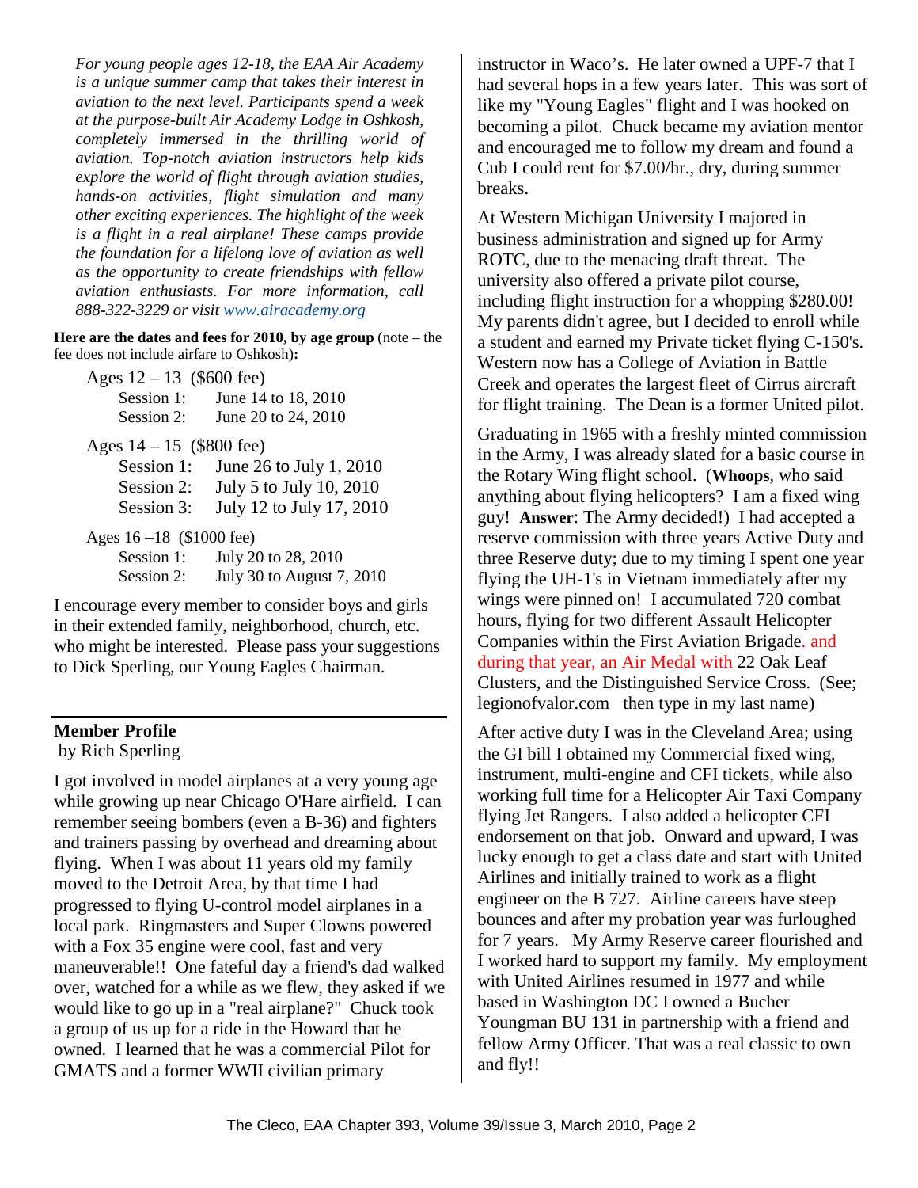*For young people ages 12-18, the EAA Air Academy is a unique summer camp that takes their interest in aviation to the next level. Participants spend a week at the purpose-built Air Academy Lodge in Oshkosh, completely immersed in the thrilling world of aviation. Top-notch aviation instructors help kids explore the world of flight through aviation studies, hands-on activities, flight simulation and many other exciting experiences. The highlight of the week is a flight in a real airplane! These camps provide the foundation for a lifelong love of aviation as well as the opportunity to create friendships with fellow aviation enthusiasts. For more information, call 888-322-3229 or visit www.airacademy.org*

**Here are the dates and fees for 2010, by age group** (note – the fee does not include airfare to Oshkosh)**:**

Ages 12 – 13 ($600 fee)
- Session 1: June 14 to 18, 2010
- Session 2: June 20 to 24, 2010

Ages 14 – 15 ($800 fee)
- Session 1: June 26 to July 1, 2010
- Session 2: July 5 to July 10, 2010
- Session 3: July 12 to July 17, 2010

Ages 16 –18 ($1000 fee)
- Session 1: July 20 to 28, 2010
- Session 2: July 30 to August 7, 2010

I encourage every member to consider boys and girls in their extended family, neighborhood, church, etc. who might be interested. Please pass your suggestions to Dick Sperling, our Young Eagles Chairman.

## Member Profile

by Rich Sperling

I got involved in model airplanes at a very young age while growing up near Chicago O'Hare airfield. I can remember seeing bombers (even a B-36) and fighters and trainers passing by overhead and dreaming about flying. When I was about 11 years old my family moved to the Detroit Area, by that time I had progressed to flying U-control model airplanes in a local park. Ringmasters and Super Clowns powered with a Fox 35 engine were cool, fast and very maneuverable!! One fateful day a friend's dad walked over, watched for a while as we flew, they asked if we would like to go up in a "real airplane?" Chuck took a group of us up for a ride in the Howard that he owned. I learned that he was a commercial Pilot for GMATS and a former WWII civilian primary instructor in Waco's. He later owned a UPF-7 that I had several hops in a few years later. This was sort of like my "Young Eagles" flight and I was hooked on becoming a pilot. Chuck became my aviation mentor and encouraged me to follow my dream and found a Cub I could rent for $7.00/hr., dry, during summer breaks.

At Western Michigan University I majored in business administration and signed up for Army ROTC, due to the menacing draft threat. The university also offered a private pilot course, including flight instruction for a whopping $280.00! My parents didn't agree, but I decided to enroll while a student and earned my Private ticket flying C-150's. Western now has a College of Aviation in Battle Creek and operates the largest fleet of Cirrus aircraft for flight training. The Dean is a former United pilot.

Graduating in 1965 with a freshly minted commission in the Army, I was already slated for a basic course in the Rotary Wing flight school. (**Whoops**, who said anything about flying helicopters? I am a fixed wing guy! **Answer**: The Army decided!) I had accepted a reserve commission with three years Active Duty and three Reserve duty; due to my timing I spent one year flying the UH-1's in Vietnam immediately after my wings were pinned on! I accumulated 720 combat hours, flying for two different Assault Helicopter Companies within the First Aviation Brigade. and during that year, an Air Medal with 22 Oak Leaf Clusters, and the Distinguished Service Cross. (See; legionofvalor.com then type in my last name)

After active duty I was in the Cleveland Area; using the GI bill I obtained my Commercial fixed wing, instrument, multi-engine and CFI tickets, while also working full time for a Helicopter Air Taxi Company flying Jet Rangers. I also added a helicopter CFI endorsement on that job. Onward and upward, I was lucky enough to get a class date and start with United Airlines and initially trained to work as a flight engineer on the B 727. Airline careers have steep bounces and after my probation year was furloughed for 7 years. My Army Reserve career flourished and I worked hard to support my family. My employment with United Airlines resumed in 1977 and while based in Washington DC I owned a Bucher Youngman BU 131 in partnership with a friend and fellow Army Officer. That was a real classic to own and fly!!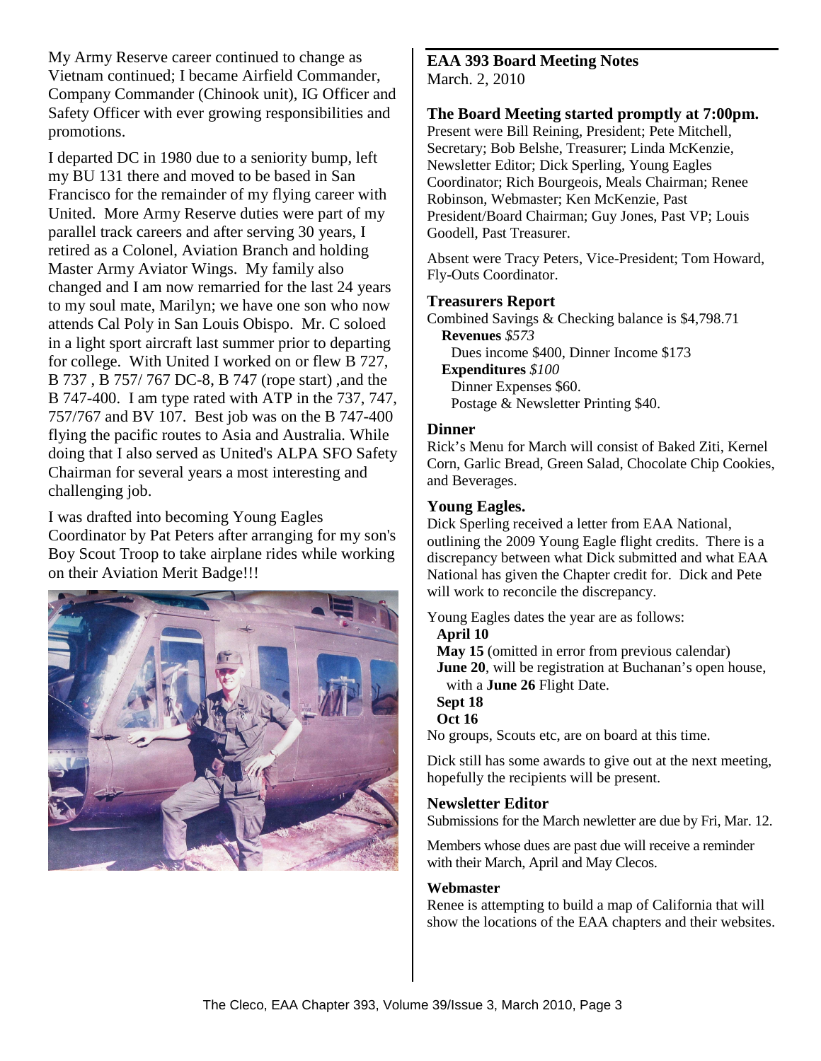My Army Reserve career continued to change as Vietnam continued; I became Airfield Commander, Company Commander (Chinook unit), IG Officer and Safety Officer with ever growing responsibilities and promotions.

I departed DC in 1980 due to a seniority bump, left my BU 131 there and moved to be based in San Francisco for the remainder of my flying career with United. More Army Reserve duties were part of my parallel track careers and after serving 30 years, I retired as a Colonel, Aviation Branch and holding Master Army Aviator Wings. My family also changed and I am now remarried for the last 24 years to my soul mate, Marilyn; we have one son who now attends Cal Poly in San Louis Obispo. Mr. C soloed in a light sport aircraft last summer prior to departing for college. With United I worked on or flew B 727, B 737 , B 757/ 767 DC-8, B 747 (rope start) ,and the B 747-400. I am type rated with ATP in the 737, 747, 757/767 and BV 107. Best job was on the B 747-400 flying the pacific routes to Asia and Australia. While doing that I also served as United's ALPA SFO Safety Chairman for several years a most interesting and challenging job.

I was drafted into becoming Young Eagles Coordinator by Pat Peters after arranging for my son's Boy Scout Troop to take airplane rides while working on their Aviation Merit Badge!!!

## EAA 393 Board Meeting Notes

March. 2, 2010

### The Board Meeting started promptly at 7:00pm.

Present were Bill Reining, President; Pete Mitchell, Secretary; Bob Belshe, Treasurer; Linda McKenzie, Newsletter Editor; Dick Sperling, Young Eagles Coordinator; Rich Bourgeois, Meals Chairman; Renee Robinson, Webmaster; Ken McKenzie, Past President/Board Chairman; Guy Jones, Past VP; Louis Goodell, Past Treasurer.

Absent were Tracy Peters, Vice-President; Tom Howard, Fly-Outs Coordinator.

### Treasurers Report

Combined Savings & Checking balance is $4,798.71

**Revenues** *$573*

Dues income $400, Dinner Income $173

**Expenditures** *$100*

Dinner Expenses $60.

Postage & Newsletter Printing $40.

### Dinner

Rick's Menu for March will consist of Baked Ziti, Kernel Corn, Garlic Bread, Green Salad, Chocolate Chip Cookies, and Beverages.

### Young Eagles.

Dick Sperling received a letter from EAA National, outlining the 2009 Young Eagle flight credits. There is a discrepancy between what Dick submitted and what EAA National has given the Chapter credit for. Dick and Pete will work to reconcile the discrepancy.

Young Eagles dates the year are as follows:

**April 10**
**May 15** (omitted in error from previous calendar)
**June 20**, will be registration at Buchanan's open house, with a **June 26** Flight Date.
**Sept 18**
**Oct 16**

No groups, Scouts etc, are on board at this time.

Dick still has some awards to give out at the next meeting, hopefully the recipients will be present.

### Newsletter Editor

Submissions for the March newletter are due by Fri, Mar. 12.

Members whose dues are past due will receive a reminder with their March, April and May Clecos.

### Webmaster

Renee is attempting to build a map of California that will show the locations of the EAA chapters and their websites.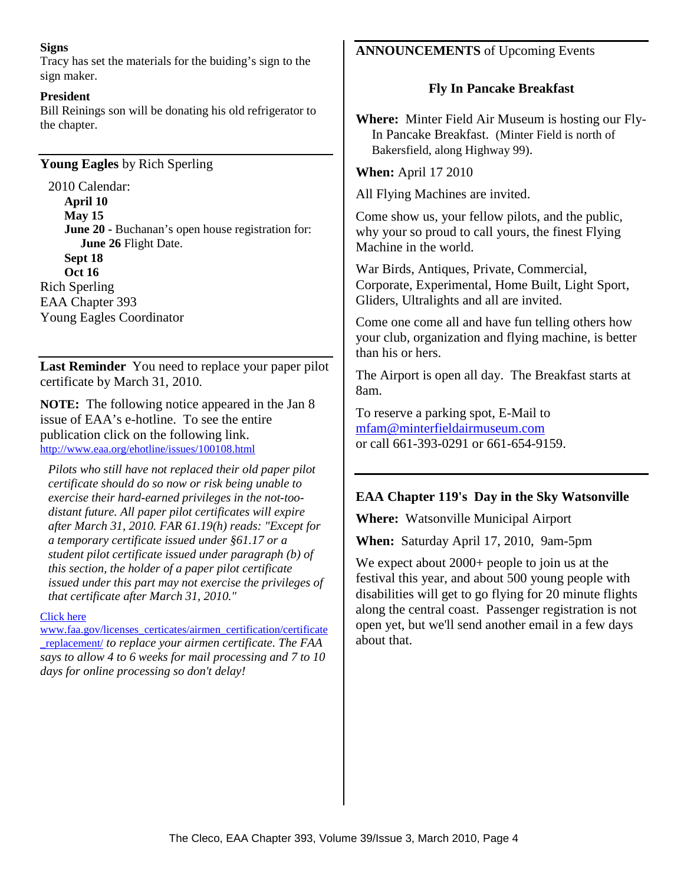**Signs**

Tracy has set the materials for the buiding's sign to the sign maker.

**President**

Bill Reinings son will be donating his old refrigerator to the chapter.

**Young Eagles** by Rich Sperling

2010 Calendar:

- **April 10**
- **May 15**
- **June 20 -** Buchanan's open house registration for:
  - **June 26** Flight Date.
- **Sept 18**
- **Oct 16**

Rich Sperling
EAA Chapter 393
Young Eagles Coordinator

**Last Reminder** You need to replace your paper pilot certificate by March 31, 2010.

**NOTE:** The following notice appeared in the Jan 8 issue of EAA's e-hotline. To see the entire publication click on the following link.
http://www.eaa.org/ehotline/issues/100108.html

*Pilots who still have not replaced their old paper pilot certificate should do so now or risk being unable to exercise their hard-earned privileges in the not-too-distant future. All paper pilot certificates will expire after March 31, 2010. FAR 61.19(h) reads: "Except for a temporary certificate issued under §61.17 or a student pilot certificate issued under paragraph (b) of this section, the holder of a paper pilot certificate issued under this part may not exercise the privileges of that certificate after March 31, 2010."*

Click here
www.faa.gov/licenses_certicates/airmen_certification/certificate_replacement/ *to replace your airmen certificate. The FAA says to allow 4 to 6 weeks for mail processing and 7 to 10 days for online processing so don't delay!*

**ANNOUNCEMENTS** of Upcoming Events

### Fly In Pancake Breakfast

**Where:** Minter Field Air Museum is hosting our Fly-In Pancake Breakfast. (Minter Field is north of Bakersfield, along Highway 99).

**When:** April 17 2010

All Flying Machines are invited.

Come show us, your fellow pilots, and the public, why your so proud to call yours, the finest Flying Machine in the world.

War Birds, Antiques, Private, Commercial, Corporate, Experimental, Home Built, Light Sport, Gliders, Ultralights and all are invited.

Come one come all and have fun telling others how your club, organization and flying machine, is better than his or hers.

The Airport is open all day. The Breakfast starts at 8am.

To reserve a parking spot, E-Mail to
mfam@minterfieldairmuseum.com
or call 661-393-0291 or 661-654-9159.

**EAA Chapter 119's Day in the Sky Watsonville**

**Where:** Watsonville Municipal Airport

**When:** Saturday April 17, 2010, 9am-5pm

We expect about 2000+ people to join us at the festival this year, and about 500 young people with disabilities will get to go flying for 20 minute flights along the central coast. Passenger registration is not open yet, but we'll send another email in a few days about that.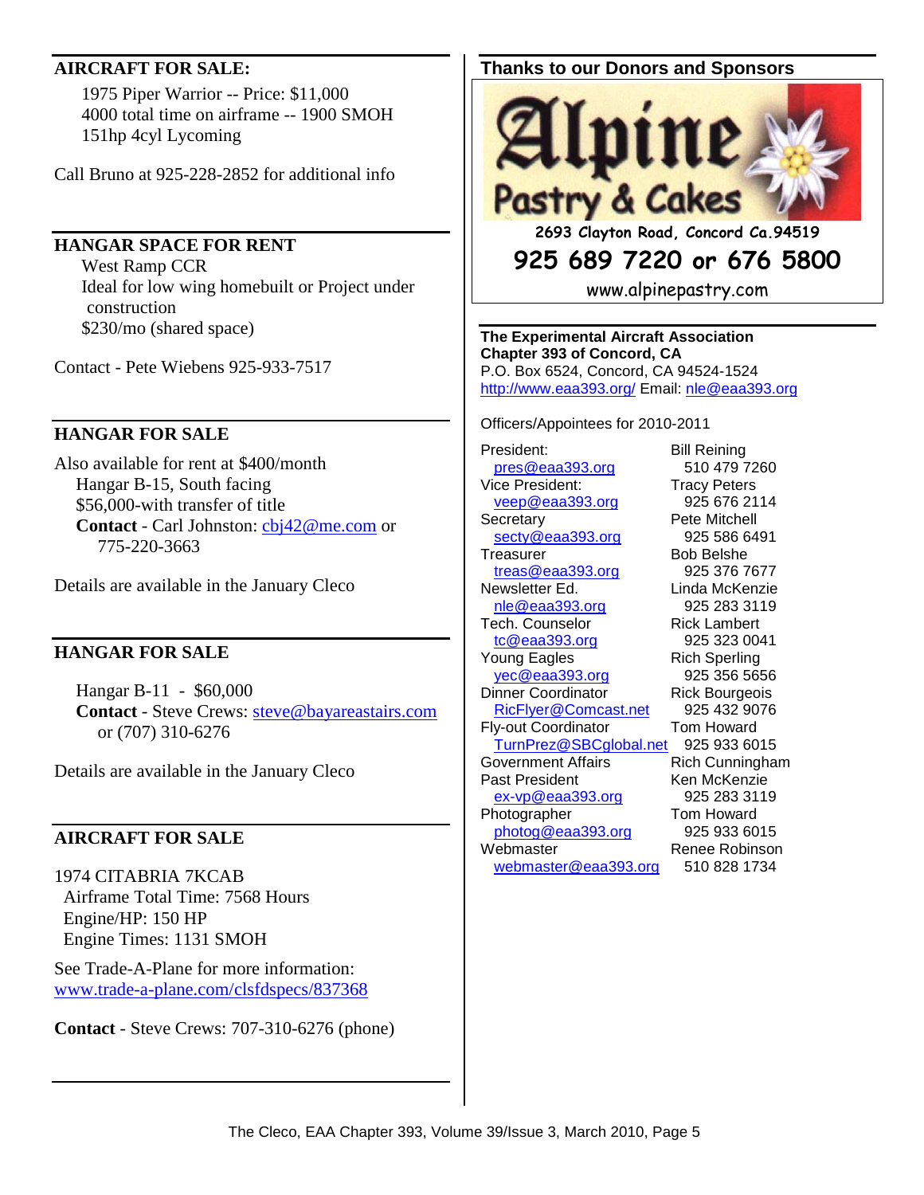## AIRCRAFT FOR SALE:

1975 Piper Warrior -- Price: $11,000
4000 total time on airframe -- 1900 SMOH
151hp 4cyl Lycoming

Call Bruno at 925-228-2852 for additional info

## HANGAR SPACE FOR RENT

West Ramp CCR
Ideal for low wing homebuilt or Project under construction
$230/mo (shared space)

Contact - Pete Wiebens 925-933-7517

## HANGAR FOR SALE

Also available for rent at $400/month
Hangar B-15, South facing
$56,000-with transfer of title
**Contact** - Carl Johnston: cbj42@me.com or 775-220-3663

Details are available in the January Cleco

## HANGAR FOR SALE

Hangar B-11 - $60,000
**Contact** - Steve Crews: steve@bayareastairs.com or (707) 310-6276

Details are available in the January Cleco

## AIRCRAFT FOR SALE

1974 CITABRIA 7KCAB
Airframe Total Time: 7568 Hours
Engine/HP: 150 HP
Engine Times: 1131 SMOH

See Trade-A-Plane for more information:
www.trade-a-plane.com/clsfdspecs/837368

**Contact** - Steve Crews: 707-310-6276 (phone)

## Thanks to our Donors and Sponsors

**Alpine Pastry & Cakes**
2693 Clayton Road, Concord Ca.94519
925 689 7220 or 676 5800
www.alpinepastry.com

**The Experimental Aircraft Association**
**Chapter 393 of Concord, CA**
P.O. Box 6524, Concord, CA 94524-1524
http://www.eaa393.org/ Email: nle@eaa393.org

Officers/Appointees for 2010-2011

| Position | Name / Phone |
|---|---|
| President: pres@eaa393.org | Bill Reining 510 479 7260 |
| Vice President: veep@eaa393.org | Tracy Peters 925 676 2114 |
| Secretary secty@eaa393.org | Pete Mitchell 925 586 6491 |
| Treasurer treas@eaa393.org | Bob Belshe 925 376 7677 |
| Newsletter Ed. nle@eaa393.org | Linda McKenzie 925 283 3119 |
| Tech. Counselor tc@eaa393.org | Rick Lambert 925 323 0041 |
| Young Eagles yec@eaa393.org | Rich Sperling 925 356 5656 |
| Dinner Coordinator RicFlyer@Comcast.net | Rick Bourgeois 925 432 9076 |
| Fly-out Coordinator TurnPrez@SBCglobal.net | Tom Howard 925 933 6015 |
| Government Affairs | Rich Cunningham |
| Past President ex-vp@eaa393.org | Ken McKenzie 925 283 3119 |
| Photographer photog@eaa393.org | Tom Howard 925 933 6015 |
| Webmaster webmaster@eaa393.org | Renee Robinson 510 828 1734 |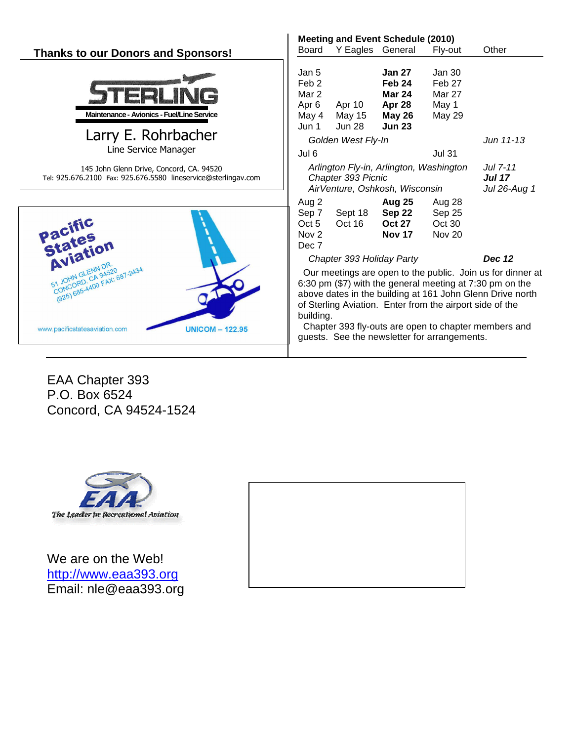## Thanks to our Donors and Sponsors!

STERLING

Maintenance - Avionics - Fuel/Line Service

Larry E. Rohrbacher

Line Service Manager

145 John Glenn Drive, Concord, CA. 94520

Tel: 925.676.2100 Fax: 925.676.5580 lineservice@sterlingav.com

Pacific States Aviation

51 JOHN GLENN DR. CONCORD, CA 94520 (925) 685-4400 FAX: 687-2434

www.pacificstatesaviation.com UNICOM – 122.95

**Meeting and Event Schedule (2010)**

| Board | Y Eagles | General | Fly-out | Other |
|---|---|---|---|---|
| Jan 5 | | **Jan 27** | Jan 30 | |
| Feb 2 | | **Feb 24** | Feb 27 | |
| Mar 2 | | **Mar 24** | Mar 27 | |
| Apr 6 | Apr 10 | **Apr 28** | May 1 | |
| May 4 | May 15 | **May 26** | May 29 | |
| Jun 1 | Jun 28 | **Jun 23** | | |
| *Golden West Fly-In* | | | | *Jun 11-13* |
| Jul 6 | | | Jul 31 | |
| *Arlington Fly-in, Arlington, Washington* | | | | *Jul 7-11* |
| *Chapter 393 Picnic* | | | | ***Jul 17*** |
| *AirVenture, Oshkosh, Wisconsin* | | | | *Jul 26-Aug 1* |
| Aug 2 | | **Aug 25** | Aug 28 | |
| Sep 7 | Sept 18 | **Sep 22** | Sep 25 | |
| Oct 5 | Oct 16 | **Oct 27** | Oct 30 | |
| Nov 2 | | **Nov 17** | Nov 20 | |
| Dec 7 | | | | |
| *Chapter 393 Holiday Party* | | | | ***Dec 12*** |

Our meetings are open to the public. Join us for dinner at 6:30 pm ($7) with the general meeting at 7:30 pm on the above dates in the building at 161 John Glenn Drive north of Sterling Aviation. Enter from the airport side of the building.

Chapter 393 fly-outs are open to chapter members and guests. See the newsletter for arrangements.

EAA Chapter 393
P.O. Box 6524
Concord, CA 94524-1524

EAA

The Leader In Recreational Aviation

We are on the Web!
http://www.eaa393.org
Email: nle@eaa393.org